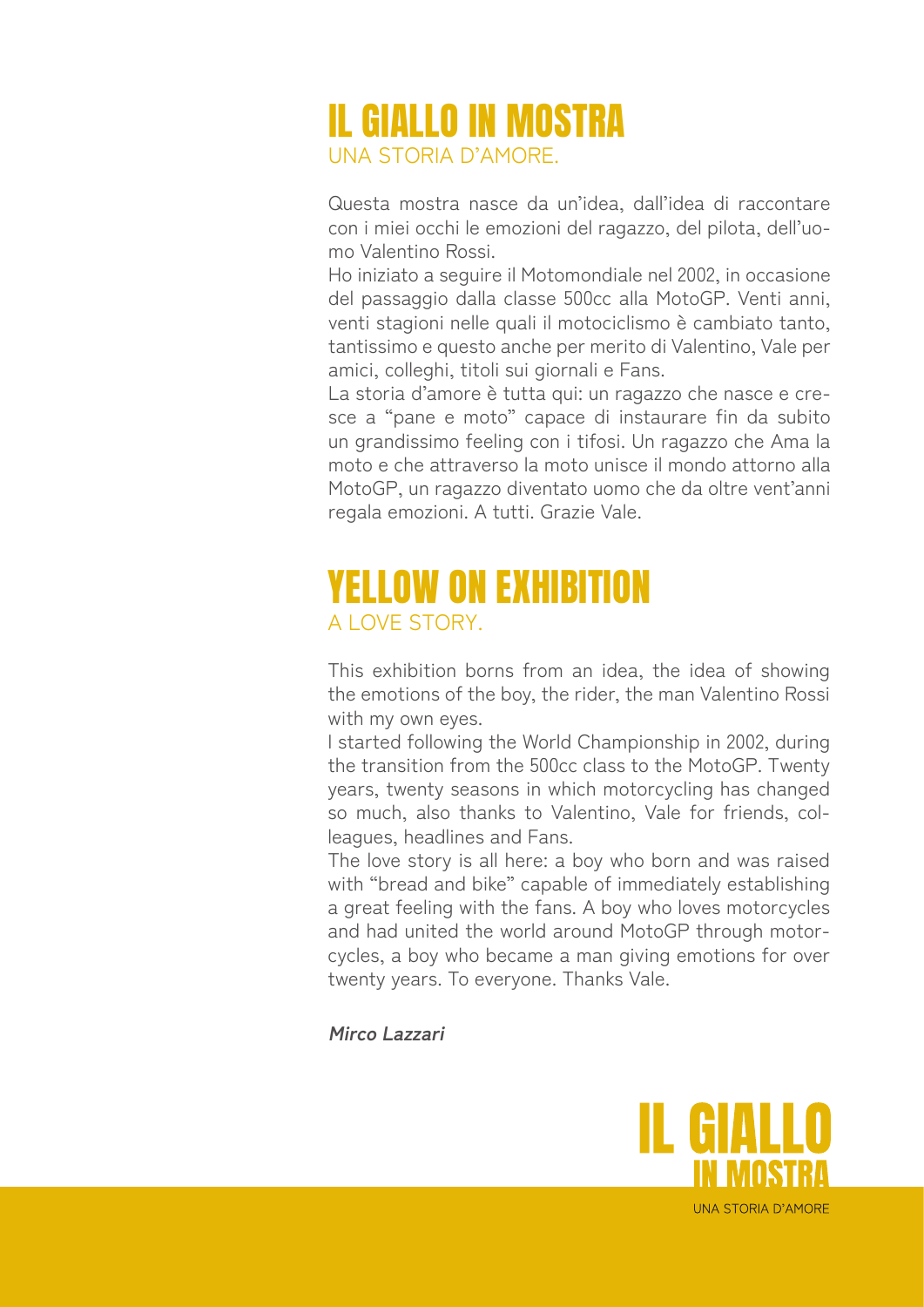# IL GIALLO IN MOSTRA

UNA STORIA D'AMORE.

Questa mostra nasce da un'idea, dall'idea di raccontare con i miei occhi le emozioni del ragazzo, del pilota, dell'uomo Valentino Rossi.
Ho iniziato a seguire il Motomondiale nel 2002, in occasione del passaggio dalla classe 500cc alla MotoGP. Venti anni, venti stagioni nelle quali il motociclismo è cambiato tanto, tantissimo e questo anche per merito di Valentino, Vale per amici, colleghi, titoli sui giornali e Fans.
La storia d'amore è tutta qui: un ragazzo che nasce e cresce a "pane e moto" capace di instaurare fin da subito un grandissimo feeling con i tifosi. Un ragazzo che Ama la moto e che attraverso la moto unisce il mondo attorno alla MotoGP, un ragazzo diventato uomo che da oltre vent'anni regala emozioni. A tutti. Grazie Vale.

# YELLOW ON EXHIBITION

A LOVE STORY.

This exhibition borns from an idea, the idea of showing the emotions of the boy, the rider, the man Valentino Rossi with my own eyes.
I started following the World Championship in 2002, during the transition from the 500cc class to the MotoGP. Twenty years, twenty seasons in which motorcycling has changed so much, also thanks to Valentino, Vale for friends, colleagues, headlines and Fans.
The love story is all here: a boy who born and was raised with "bread and bike" capable of immediately establishing a great feeling with the fans. A boy who loves motorcycles and had united the world around MotoGP through motorcycles, a boy who became a man giving emotions for over twenty years. To everyone. Thanks Vale.

***Mirco Lazzari***

IL GIALLO IN MOSTRA

UNA STORIA D'AMORE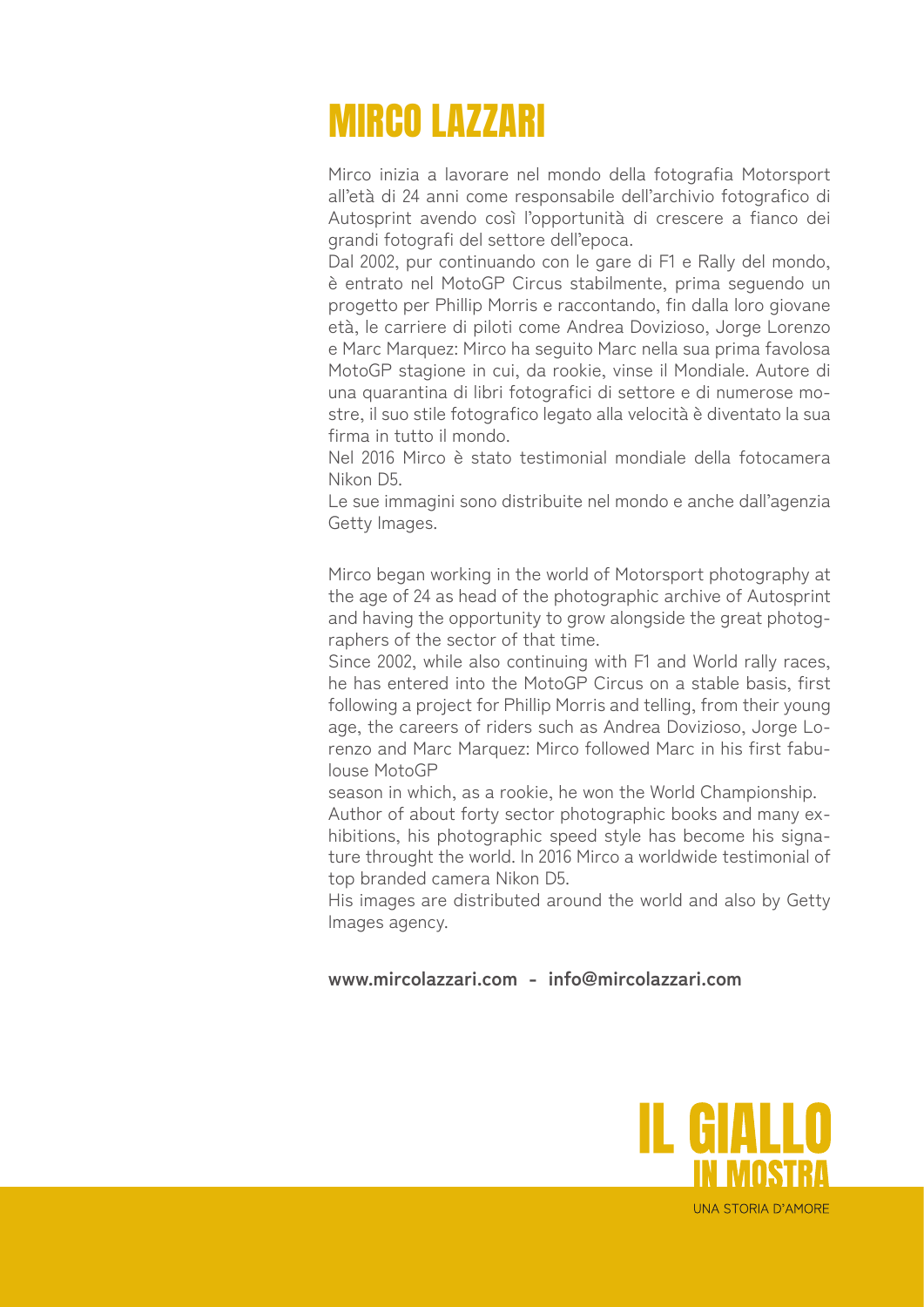# MIRCO LAZZARI

Mirco inizia a lavorare nel mondo della fotografia Motorsport all'età di 24 anni come responsabile dell'archivio fotografico di Autosprint avendo così l'opportunità di crescere a fianco dei grandi fotografi del settore dell'epoca.
Dal 2002, pur continuando con le gare di F1 e Rally del mondo, è entrato nel MotoGP Circus stabilmente, prima seguendo un progetto per Phillip Morris e raccontando, fin dalla loro giovane età, le carriere di piloti come Andrea Dovizioso, Jorge Lorenzo e Marc Marquez: Mirco ha seguito Marc nella sua prima favolosa MotoGP stagione in cui, da rookie, vinse il Mondiale. Autore di una quarantina di libri fotografici di settore e di numerose mostre, il suo stile fotografico legato alla velocità è diventato la sua firma in tutto il mondo.
Nel 2016 Mirco è stato testimonial mondiale della fotocamera Nikon D5.
Le sue immagini sono distribuite nel mondo e anche dall'agenzia Getty Images.

Mirco began working in the world of Motorsport photography at the age of 24 as head of the photographic archive of Autosprint and having the opportunity to grow alongside the great photographers of the sector of that time.
Since 2002, while also continuing with F1 and World rally races, he has entered into the MotoGP Circus on a stable basis, first following a project for Phillip Morris and telling, from their young age, the careers of riders such as Andrea Dovizioso, Jorge Lorenzo and Marc Marquez: Mirco followed Marc in his first fabulouse MotoGP
season in which, as a rookie, he won the World Championship.
Author of about forty sector photographic books and many exhibitions, his photographic speed style has become his signature throught the world. In 2016 Mirco a worldwide testimonial of top branded camera Nikon D5.
His images are distributed around the world and also by Getty Images agency.

**www.mircolazzari.com - info@mircolazzari.com**

IL GIALLO
IN MOSTRA
UNA STORIA D'AMORE